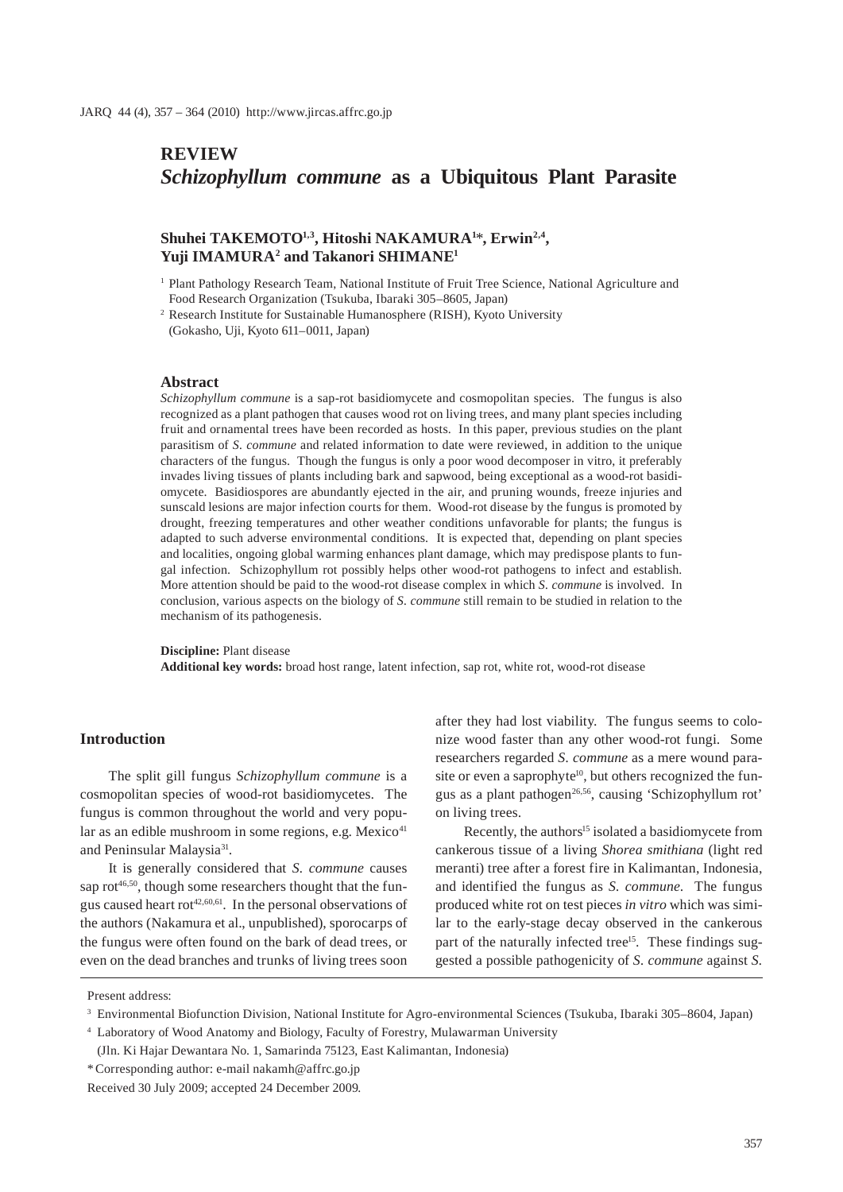# REVIEW
# *Schizophyllum commune* as a Ubiquitous Plant Parasite

**Shuhei TAKEMOTO[1,3], Hitoshi NAKAMURA[1]*, Erwin[2,4], Yuji IMAMURA[2] and Takanori SHIMANE[1]**

[1] Plant Pathology Research Team, National Institute of Fruit Tree Science, National Agriculture and Food Research Organization (Tsukuba, Ibaraki 305–8605, Japan)

[2] Research Institute for Sustainable Humanosphere (RISH), Kyoto University (Gokasho, Uji, Kyoto 611–0011, Japan)

### Abstract

*Schizophyllum commune* is a sap-rot basidiomycete and cosmopolitan species. The fungus is also recognized as a plant pathogen that causes wood rot on living trees, and many plant species including fruit and ornamental trees have been recorded as hosts. In this paper, previous studies on the plant parasitism of *S. commune* and related information to date were reviewed, in addition to the unique characters of the fungus. Though the fungus is only a poor wood decomposer in vitro, it preferably invades living tissues of plants including bark and sapwood, being exceptional as a wood-rot basidiomycete. Basidiospores are abundantly ejected in the air, and pruning wounds, freeze injuries and sunscald lesions are major infection courts for them. Wood-rot disease by the fungus is promoted by drought, freezing temperatures and other weather conditions unfavorable for plants; the fungus is adapted to such adverse environmental conditions. It is expected that, depending on plant species and localities, ongoing global warming enhances plant damage, which may predispose plants to fungal infection. Schizophyllum rot possibly helps other wood-rot pathogens to infect and establish. More attention should be paid to the wood-rot disease complex in which *S. commune* is involved. In conclusion, various aspects on the biology of *S. commune* still remain to be studied in relation to the mechanism of its pathogenesis.

**Discipline:** Plant disease

**Additional key words:** broad host range, latent infection, sap rot, white rot, wood-rot disease

## Introduction

The split gill fungus *Schizophyllum commune* is a cosmopolitan species of wood-rot basidiomycetes. The fungus is common throughout the world and very popular as an edible mushroom in some regions, e.g. Mexico[41] and Peninsular Malaysia[31].

It is generally considered that *S. commune* causes sap rot[46,50], though some researchers thought that the fungus caused heart rot[42,60,61]. In the personal observations of the authors (Nakamura et al., unpublished), sporocarps of the fungus were often found on the bark of dead trees, or even on the dead branches and trunks of living trees soon after they had lost viability. The fungus seems to colonize wood faster than any other wood-rot fungi. Some researchers regarded *S. commune* as a mere wound parasite or even a saprophyte[10], but others recognized the fungus as a plant pathogen[26,56], causing 'Schizophyllum rot' on living trees.

Recently, the authors[15] isolated a basidiomycete from cankerous tissue of a living *Shorea smithiana* (light red meranti) tree after a forest fire in Kalimantan, Indonesia, and identified the fungus as *S. commune*. The fungus produced white rot on test pieces *in vitro* which was similar to the early-stage decay observed in the cankerous part of the naturally infected tree[15]. These findings suggested a possible pathogenicity of *S. commune* against *S.*

---

Present address:

[3] Environmental Biofunction Division, National Institute for Agro-environmental Sciences (Tsukuba, Ibaraki 305–8604, Japan)

[4] Laboratory of Wood Anatomy and Biology, Faculty of Forestry, Mulawarman University (Jln. Ki Hajar Dewantara No. 1, Samarinda 75123, East Kalimantan, Indonesia)

*Corresponding author: e-mail nakamh@affrc.go.jp

Received 30 July 2009; accepted 24 December 2009.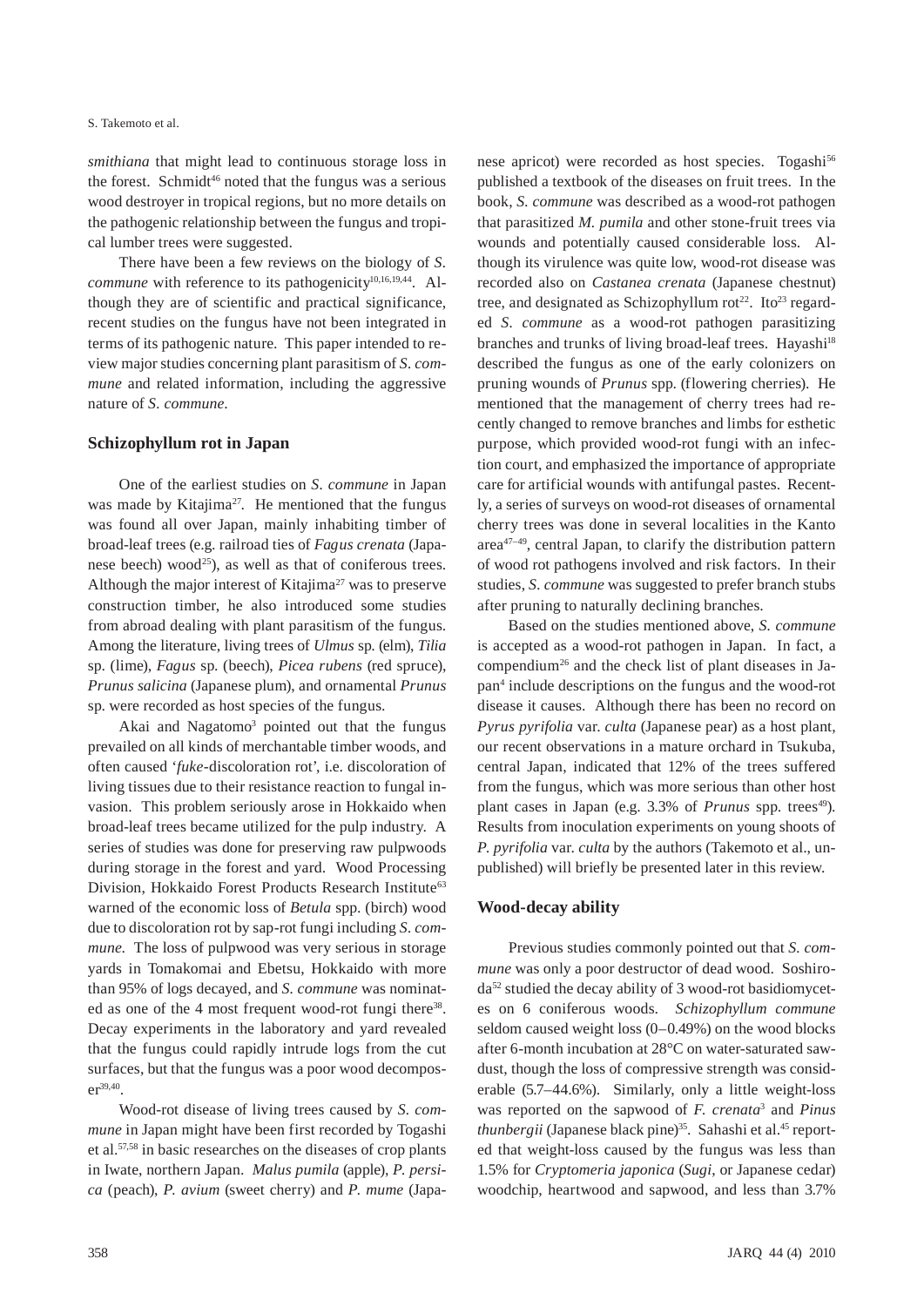*smithiana* that might lead to continuous storage loss in the forest. Schmidt[46] noted that the fungus was a serious wood destroyer in tropical regions, but no more details on the pathogenic relationship between the fungus and tropical lumber trees were suggested.

There have been a few reviews on the biology of *S. commune* with reference to its pathogenicity[10,16,19,44]. Although they are of scientific and practical significance, recent studies on the fungus have not been integrated in terms of its pathogenic nature. This paper intended to review major studies concerning plant parasitism of *S. commune* and related information, including the aggressive nature of *S. commune*.

## Schizophyllum rot in Japan

One of the earliest studies on *S. commune* in Japan was made by Kitajima[27]. He mentioned that the fungus was found all over Japan, mainly inhabiting timber of broad-leaf trees (e.g. railroad ties of *Fagus crenata* (Japanese beech) wood[25]), as well as that of coniferous trees. Although the major interest of Kitajima[27] was to preserve construction timber, he also introduced some studies from abroad dealing with plant parasitism of the fungus. Among the literature, living trees of *Ulmus* sp. (elm), *Tilia* sp. (lime), *Fagus* sp. (beech), *Picea rubens* (red spruce), *Prunus salicina* (Japanese plum), and ornamental *Prunus* sp. were recorded as host species of the fungus.

Akai and Nagatomo[3] pointed out that the fungus prevailed on all kinds of merchantable timber woods, and often caused '*fuke*-discoloration rot', i.e. discoloration of living tissues due to their resistance reaction to fungal invasion. This problem seriously arose in Hokkaido when broad-leaf trees became utilized for the pulp industry. A series of studies was done for preserving raw pulpwoods during storage in the forest and yard. Wood Processing Division, Hokkaido Forest Products Research Institute[63] warned of the economic loss of *Betula* spp. (birch) wood due to discoloration rot by sap-rot fungi including *S. commune*. The loss of pulpwood was very serious in storage yards in Tomakomai and Ebetsu, Hokkaido with more than 95% of logs decayed, and *S. commune* was nominated as one of the 4 most frequent wood-rot fungi there[38]. Decay experiments in the laboratory and yard revealed that the fungus could rapidly intrude logs from the cut surfaces, but that the fungus was a poor wood decomposer[39,40].

Wood-rot disease of living trees caused by *S. commune* in Japan might have been first recorded by Togashi et al.[57,58] in basic researches on the diseases of crop plants in Iwate, northern Japan. *Malus pumila* (apple), *P. persica* (peach), *P. avium* (sweet cherry) and *P. mume* (Japanese apricot) were recorded as host species. Togashi[56] published a textbook of the diseases on fruit trees. In the book, *S. commune* was described as a wood-rot pathogen that parasitized *M. pumila* and other stone-fruit trees via wounds and potentially caused considerable loss. Although its virulence was quite low, wood-rot disease was recorded also on *Castanea crenata* (Japanese chestnut) tree, and designated as Schizophyllum rot[22]. Ito[23] regarded *S. commune* as a wood-rot pathogen parasitizing branches and trunks of living broad-leaf trees. Hayashi[18] described the fungus as one of the early colonizers on pruning wounds of *Prunus* spp. (flowering cherries). He mentioned that the management of cherry trees had recently changed to remove branches and limbs for esthetic purpose, which provided wood-rot fungi with an infection court, and emphasized the importance of appropriate care for artificial wounds with antifungal pastes. Recently, a series of surveys on wood-rot diseases of ornamental cherry trees was done in several localities in the Kanto area[47–49], central Japan, to clarify the distribution pattern of wood rot pathogens involved and risk factors. In their studies, *S. commune* was suggested to prefer branch stubs after pruning to naturally declining branches.

Based on the studies mentioned above, *S. commune* is accepted as a wood-rot pathogen in Japan. In fact, a compendium[26] and the check list of plant diseases in Japan[4] include descriptions on the fungus and the wood-rot disease it causes. Although there has been no record on *Pyrus pyrifolia* var. *culta* (Japanese pear) as a host plant, our recent observations in a mature orchard in Tsukuba, central Japan, indicated that 12% of the trees suffered from the fungus, which was more serious than other host plant cases in Japan (e.g. 3.3% of *Prunus* spp. trees[49]). Results from inoculation experiments on young shoots of *P. pyrifolia* var. *culta* by the authors (Takemoto et al., unpublished) will briefly be presented later in this review.

## Wood-decay ability

Previous studies commonly pointed out that *S. commune* was only a poor destructor of dead wood. Soshiroda[52] studied the decay ability of 3 wood-rot basidiomycetes on 6 coniferous woods. *Schizophyllum commune* seldom caused weight loss (0–0.49%) on the wood blocks after 6-month incubation at 28°C on water-saturated sawdust, though the loss of compressive strength was considerable (5.7–44.6%). Similarly, only a little weight-loss was reported on the sapwood of *F. crenata*[3] and *Pinus thunbergii* (Japanese black pine)[35]. Sahashi et al.[45] reported that weight-loss caused by the fungus was less than 1.5% for *Cryptomeria japonica* (*Sugi*, or Japanese cedar) woodchip, heartwood and sapwood, and less than 3.7%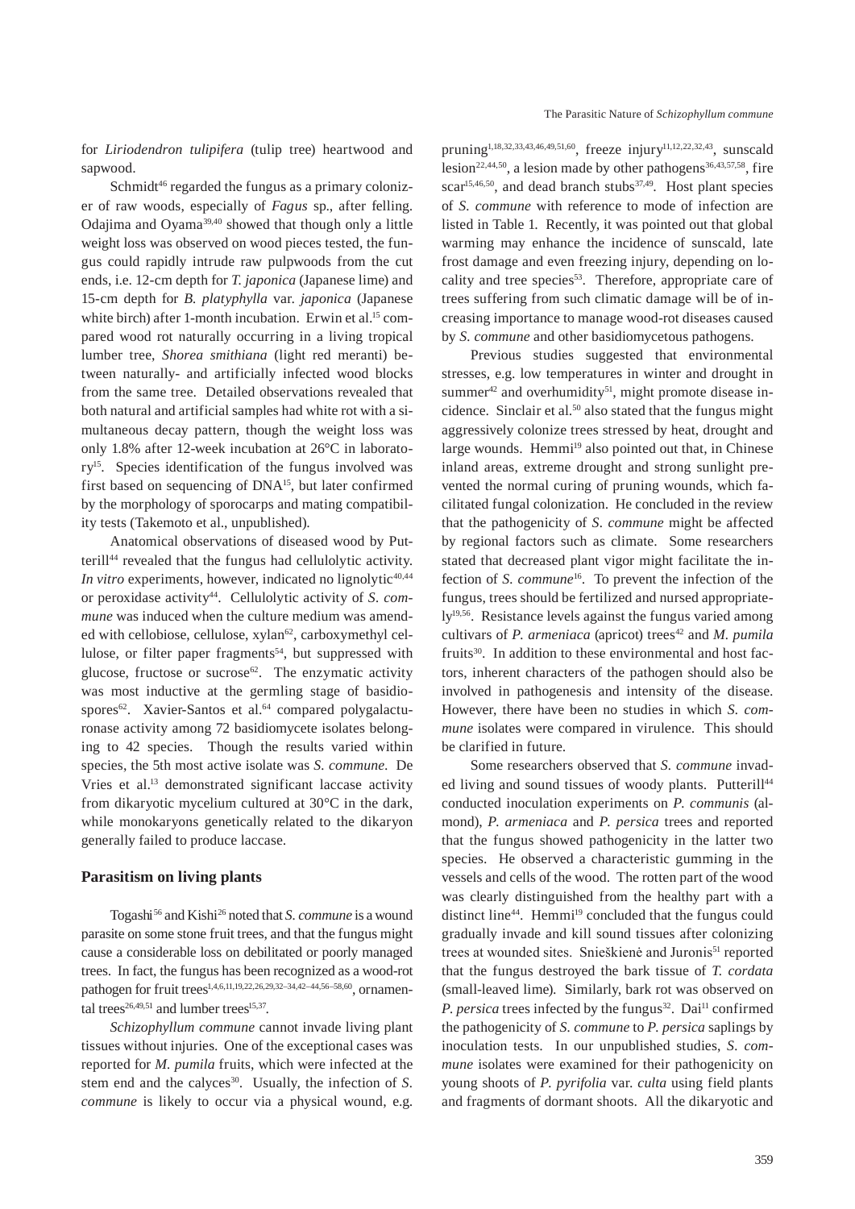for *Liriodendron tulipifera* (tulip tree) heartwood and sapwood.

Schmidt[46] regarded the fungus as a primary colonizer of raw woods, especially of *Fagus* sp., after felling. Odajima and Oyama[39,40] showed that though only a little weight loss was observed on wood pieces tested, the fungus could rapidly intrude raw pulpwoods from the cut ends, i.e. 12-cm depth for *T. japonica* (Japanese lime) and 15-cm depth for *B. platyphylla* var. *japonica* (Japanese white birch) after 1-month incubation. Erwin et al.[15] compared wood rot naturally occurring in a living tropical lumber tree, *Shorea smithiana* (light red meranti) between naturally- and artificially infected wood blocks from the same tree. Detailed observations revealed that both natural and artificial samples had white rot with a simultaneous decay pattern, though the weight loss was only 1.8% after 12-week incubation at 26°C in laboratory[15]. Species identification of the fungus involved was first based on sequencing of DNA[15], but later confirmed by the morphology of sporocarps and mating compatibility tests (Takemoto et al., unpublished).

Anatomical observations of diseased wood by Putterill[44] revealed that the fungus had cellulolytic activity. *In vitro* experiments, however, indicated no lignolytic[40,44] or peroxidase activity[44]. Cellulolytic activity of *S. commune* was induced when the culture medium was amended with cellobiose, cellulose, xylan[62], carboxymethyl cellulose, or filter paper fragments[54], but suppressed with glucose, fructose or sucrose[62]. The enzymatic activity was most inductive at the germling stage of basidiospores[62]. Xavier-Santos et al.[64] compared polygalacturonase activity among 72 basidiomycete isolates belonging to 42 species. Though the results varied within species, the 5th most active isolate was *S. commune*. De Vries et al.[13] demonstrated significant laccase activity from dikaryotic mycelium cultured at 30°C in the dark, while monokaryons genetically related to the dikaryon generally failed to produce laccase.

## Parasitism on living plants

Togashi[56] and Kishi[26] noted that *S. commune* is a wound parasite on some stone fruit trees, and that the fungus might cause a considerable loss on debilitated or poorly managed trees. In fact, the fungus has been recognized as a wood-rot pathogen for fruit trees[1,4,6,11,19,22,26,29,32–34,42–44,56–58,60], ornamental trees[26,49,51] and lumber trees[15,37].

*Schizophyllum commune* cannot invade living plant tissues without injuries. One of the exceptional cases was reported for *M. pumila* fruits, which were infected at the stem end and the calyces[30]. Usually, the infection of *S. commune* is likely to occur via a physical wound, e.g. pruning[1,18,32,33,43,46,49,51,60], freeze injury[11,12,22,32,43], sunscald lesion[22,44,50], a lesion made by other pathogens[36,43,57,58], fire scar[15,46,50], and dead branch stubs[37,49]. Host plant species of *S. commune* with reference to mode of infection are listed in Table 1. Recently, it was pointed out that global warming may enhance the incidence of sunscald, late frost damage and even freezing injury, depending on locality and tree species[53]. Therefore, appropriate care of trees suffering from such climatic damage will be of increasing importance to manage wood-rot diseases caused by *S. commune* and other basidiomycetous pathogens.

Previous studies suggested that environmental stresses, e.g. low temperatures in winter and drought in summer[42] and overhumidity[51], might promote disease incidence. Sinclair et al.[50] also stated that the fungus might aggressively colonize trees stressed by heat, drought and large wounds. Hemmi[19] also pointed out that, in Chinese inland areas, extreme drought and strong sunlight prevented the normal curing of pruning wounds, which facilitated fungal colonization. He concluded in the review that the pathogenicity of *S. commune* might be affected by regional factors such as climate. Some researchers stated that decreased plant vigor might facilitate the infection of *S. commune*[16]. To prevent the infection of the fungus, trees should be fertilized and nursed appropriately[19,56]. Resistance levels against the fungus varied among cultivars of *P. armeniaca* (apricot) trees[42] and *M. pumila* fruits[30]. In addition to these environmental and host factors, inherent characters of the pathogen should also be involved in pathogenesis and intensity of the disease. However, there have been no studies in which *S. commune* isolates were compared in virulence. This should be clarified in future.

Some researchers observed that *S. commune* invaded living and sound tissues of woody plants. Putterill[44] conducted inoculation experiments on *P. communis* (almond), *P. armeniaca* and *P. persica* trees and reported that the fungus showed pathogenicity in the latter two species. He observed a characteristic gumming in the vessels and cells of the wood. The rotten part of the wood was clearly distinguished from the healthy part with a distinct line[44]. Hemmi[19] concluded that the fungus could gradually invade and kill sound tissues after colonizing trees at wounded sites. Snieškienė and Juronis[51] reported that the fungus destroyed the bark tissue of *T. cordata* (small-leaved lime). Similarly, bark rot was observed on *P. persica* trees infected by the fungus[32]. Dai[11] confirmed the pathogenicity of *S. commune* to *P. persica* saplings by inoculation tests. In our unpublished studies, *S. commune* isolates were examined for their pathogenicity on young shoots of *P. pyrifolia* var. *culta* using field plants and fragments of dormant shoots. All the dikaryotic and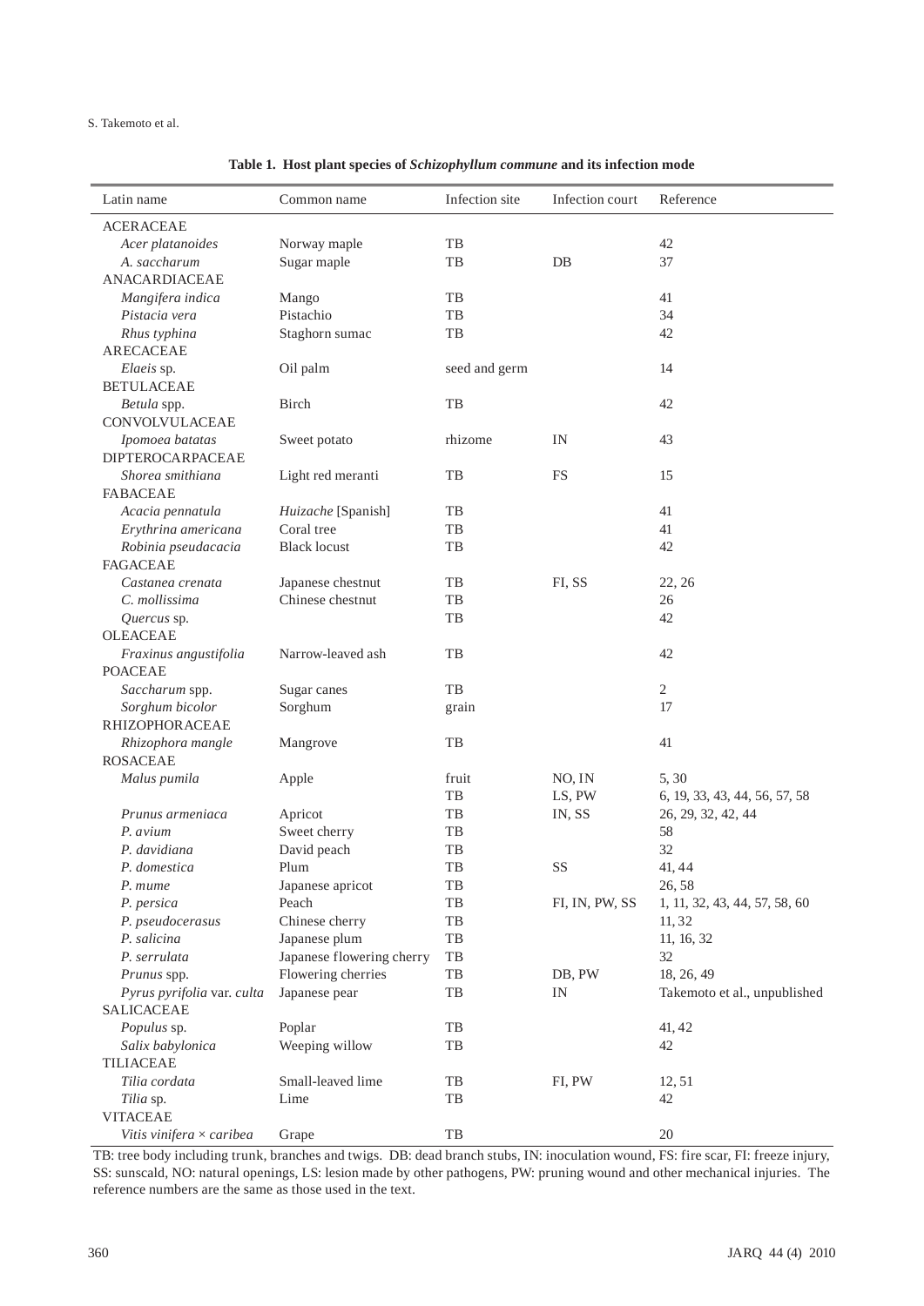**Table 1. Host plant species of *Schizophyllum commune* and its infection mode**

| Latin name | Common name | Infection site | Infection court | Reference |
|---|---|---|---|---|
| ACERACEAE | | | | |
| *Acer platanoides* | Norway maple | TB | | 42 |
| *A. saccharum* | Sugar maple | TB | DB | 37 |
| ANACARDIACEAE | | | | |
| *Mangifera indica* | Mango | TB | | 41 |
| *Pistacia vera* | Pistachio | TB | | 34 |
| *Rhus typhina* | Staghorn sumac | TB | | 42 |
| ARECACEAE | | | | |
| *Elaeis* sp. | Oil palm | seed and germ | | 14 |
| BETULACEAE | | | | |
| *Betula* spp. | Birch | TB | | 42 |
| CONVOLVULACEAE | | | | |
| *Ipomoea batatas* | Sweet potato | rhizome | IN | 43 |
| DIPTEROCARPACEAE | | | | |
| *Shorea smithiana* | Light red meranti | TB | FS | 15 |
| FABACEAE | | | | |
| *Acacia pennatula* | *Huizache* [Spanish] | TB | | 41 |
| *Erythrina americana* | Coral tree | TB | | 41 |
| *Robinia pseudacacia* | Black locust | TB | | 42 |
| FAGACEAE | | | | |
| *Castanea crenata* | Japanese chestnut | TB | FI, SS | 22, 26 |
| *C. mollissima* | Chinese chestnut | TB | | 26 |
| *Quercus* sp. | | TB | | 42 |
| OLEACEAE | | | | |
| *Fraxinus angustifolia* | Narrow-leaved ash | TB | | 42 |
| POACEAE | | | | |
| *Saccharum* spp. | Sugar canes | TB | | 2 |
| *Sorghum bicolor* | Sorghum | grain | | 17 |
| RHIZOPHORACEAE | | | | |
| *Rhizophora mangle* | Mangrove | TB | | 41 |
| ROSACEAE | | | | |
| *Malus pumila* | Apple | fruit | NO, IN | 5, 30 |
| | | TB | LS, PW | 6, 19, 33, 43, 44, 56, 57, 58 |
| *Prunus armeniaca* | Apricot | TB | IN, SS | 26, 29, 32, 42, 44 |
| *P. avium* | Sweet cherry | TB | | 58 |
| *P. davidiana* | David peach | TB | | 32 |
| *P. domestica* | Plum | TB | SS | 41, 44 |
| *P. mume* | Japanese apricot | TB | | 26, 58 |
| *P. persica* | Peach | TB | FI, IN, PW, SS | 1, 11, 32, 43, 44, 57, 58, 60 |
| *P. pseudocerasus* | Chinese cherry | TB | | 11, 32 |
| *P. salicina* | Japanese plum | TB | | 11, 16, 32 |
| *P. serrulata* | Japanese flowering cherry | TB | | 32 |
| *Prunus* spp. | Flowering cherries | TB | DB, PW | 18, 26, 49 |
| *Pyrus pyrifolia* var. *culta* | Japanese pear | TB | IN | Takemoto et al., unpublished |
| SALICACEAE | | | | |
| *Populus* sp. | Poplar | TB | | 41, 42 |
| *Salix babylonica* | Weeping willow | TB | | 42 |
| TILIACEAE | | | | |
| *Tilia cordata* | Small-leaved lime | TB | FI, PW | 12, 51 |
| *Tilia* sp. | Lime | TB | | 42 |
| VITACEAE | | | | |
| *Vitis vinifera* × *caribea* | Grape | TB | | 20 |

TB: tree body including trunk, branches and twigs. DB: dead branch stubs, IN: inoculation wound, FS: fire scar, FI: freeze injury, SS: sunscald, NO: natural openings, LS: lesion made by other pathogens, PW: pruning wound and other mechanical injuries. The reference numbers are the same as those used in the text.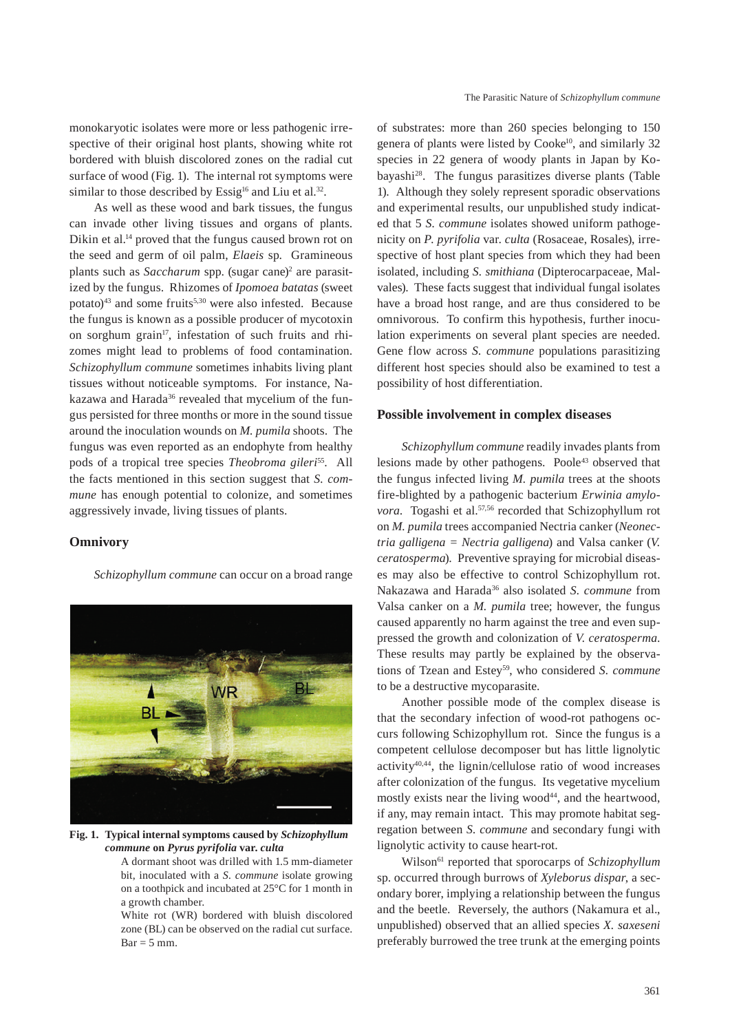monokaryotic isolates were more or less pathogenic irrespective of their original host plants, showing white rot bordered with bluish discolored zones on the radial cut surface of wood (Fig. 1). The internal rot symptoms were similar to those described by Essig[16] and Liu et al.[32].

As well as these wood and bark tissues, the fungus can invade other living tissues and organs of plants. Dikin et al.[14] proved that the fungus caused brown rot on the seed and germ of oil palm, *Elaeis* sp. Gramineous plants such as *Saccharum* spp. (sugar cane)[2] are parasitized by the fungus. Rhizomes of *Ipomoea batatas* (sweet potato)[43] and some fruits[5,30] were also infested. Because the fungus is known as a possible producer of mycotoxin on sorghum grain[17], infestation of such fruits and rhizomes might lead to problems of food contamination. *Schizophyllum commune* sometimes inhabits living plant tissues without noticeable symptoms. For instance, Nakazawa and Harada[36] revealed that mycelium of the fungus persisted for three months or more in the sound tissue around the inoculation wounds on *M. pumila* shoots. The fungus was even reported as an endophyte from healthy pods of a tropical tree species *Theobroma gileri*[55]. All the facts mentioned in this section suggest that *S. commune* has enough potential to colonize, and sometimes aggressively invade, living tissues of plants.

## Omnivory

*Schizophyllum commune* can occur on a broad range of substrates: more than 260 species belonging to 150 genera of plants were listed by Cooke[10], and similarly 32 species in 22 genera of woody plants in Japan by Kobayashi[28]. The fungus parasitizes diverse plants (Table 1). Although they solely represent sporadic observations and experimental results, our unpublished study indicated that 5 *S. commune* isolates showed uniform pathogenicity on *P. pyrifolia* var. *culta* (Rosaceae, Rosales), irrespective of host plant species from which they had been isolated, including *S. smithiana* (Dipterocarpaceae, Malvales). These facts suggest that individual fungal isolates have a broad host range, and are thus considered to be omnivorous. To confirm this hypothesis, further inoculation experiments on several plant species are needed. Gene flow across *S. commune* populations parasitizing different host species should also be examined to test a possibility of host differentiation.

**Fig. 1. Typical internal symptoms caused by *Schizophyllum commune* on *Pyrus pyrifolia* var. *culta***

A dormant shoot was drilled with 1.5 mm-diameter bit, inoculated with a *S. commune* isolate growing on a toothpick and incubated at 25°C for 1 month in a growth chamber.

White rot (WR) bordered with bluish discolored zone (BL) can be observed on the radial cut surface. Bar = 5 mm.

## Possible involvement in complex diseases

*Schizophyllum commune* readily invades plants from lesions made by other pathogens. Poole[43] observed that the fungus infected living *M. pumila* trees at the shoots fire-blighted by a pathogenic bacterium *Erwinia amylovora*. Togashi et al.[57,56] recorded that Schizophyllum rot on *M. pumila* trees accompanied Nectria canker (*Neonectria galligena* = *Nectria galligena*) and Valsa canker (*V. ceratosperma*). Preventive spraying for microbial diseases may also be effective to control Schizophyllum rot. Nakazawa and Harada[36] also isolated *S. commune* from Valsa canker on a *M. pumila* tree; however, the fungus caused apparently no harm against the tree and even suppressed the growth and colonization of *V. ceratosperma*. These results may partly be explained by the observations of Tzean and Estey[59], who considered *S. commune* to be a destructive mycoparasite.

Another possible mode of the complex disease is that the secondary infection of wood-rot pathogens occurs following Schizophyllum rot. Since the fungus is a competent cellulose decomposer but has little lignolytic activity[40,44], the lignin/cellulose ratio of wood increases after colonization of the fungus. Its vegetative mycelium mostly exists near the living wood[44], and the heartwood, if any, may remain intact. This may promote habitat segregation between *S. commune* and secondary fungi with lignolytic activity to cause heart-rot.

Wilson[61] reported that sporocarps of *Schizophyllum* sp. occurred through burrows of *Xyleborus dispar*, a secondary borer, implying a relationship between the fungus and the beetle. Reversely, the authors (Nakamura et al., unpublished) observed that an allied species *X. saxeseni* preferably burrowed the tree trunk at the emerging points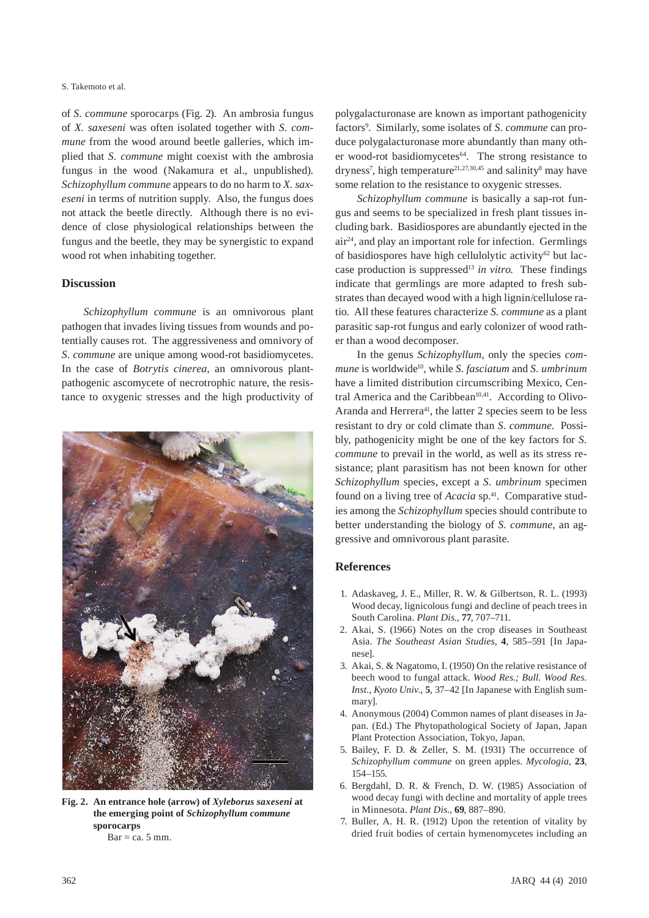of *S. commune* sporocarps (Fig. 2). An ambrosia fungus of *X. saxeseni* was often isolated together with *S. commune* from the wood around beetle galleries, which implied that *S. commune* might coexist with the ambrosia fungus in the wood (Nakamura et al., unpublished). *Schizophyllum commune* appears to do no harm to *X. saxeseni* in terms of nutrition supply. Also, the fungus does not attack the beetle directly. Although there is no evidence of close physiological relationships between the fungus and the beetle, they may be synergistic to expand wood rot when inhabiting together.

**Fig. 2. An entrance hole (arrow) of *Xyleborus saxeseni* at the emerging point of *Schizophyllum commune* sporocarps**
Bar = ca. 5 mm.

## Discussion

*Schizophyllum commune* is an omnivorous plant pathogen that invades living tissues from wounds and potentially causes rot. The aggressiveness and omnivory of *S. commune* are unique among wood-rot basidiomycetes. In the case of *Botrytis cinerea*, an omnivorous plant-pathogenic ascomycete of necrotrophic nature, the resistance to oxygenic stresses and the high productivity of polygalacturonase are known as important pathogenicity factors[9]. Similarly, some isolates of *S. commune* can produce polygalacturonase more abundantly than many other wood-rot basidiomycetes[64]. The strong resistance to dryness[7], high temperature[21,27,30,45] and salinity[8] may have some relation to the resistance to oxygenic stresses.

*Schizophyllum commune* is basically a sap-rot fungus and seems to be specialized in fresh plant tissues including bark. Basidiospores are abundantly ejected in the air[24], and play an important role for infection. Germlings of basidiospores have high cellulolytic activity[62] but laccase production is suppressed[13] *in vitro*. These findings indicate that germlings are more adapted to fresh substrates than decayed wood with a high lignin/cellulose ratio. All these features characterize *S. commune* as a plant parasitic sap-rot fungus and early colonizer of wood rather than a wood decomposer.

In the genus *Schizophyllum*, only the species *commune* is worldwide[10], while *S. fasciatum* and *S. umbrinum* have a limited distribution circumscribing Mexico, Central America and the Caribbean[10,41]. According to Olivo-Aranda and Herrera[41], the latter 2 species seem to be less resistant to dry or cold climate than *S. commune*. Possibly, pathogenicity might be one of the key factors for *S. commune* to prevail in the world, as well as its stress resistance; plant parasitism has not been known for other *Schizophyllum* species, except a *S. umbrinum* specimen found on a living tree of *Acacia* sp.[41]. Comparative studies among the *Schizophyllum* species should contribute to better understanding the biology of *S. commune*, an aggressive and omnivorous plant parasite.

## References

1. Adaskaveg, J. E., Miller, R. W. & Gilbertson, R. L. (1993) Wood decay, lignicolous fungi and decline of peach trees in South Carolina. *Plant Dis.*, **77**, 707–711.
2. Akai, S. (1966) Notes on the crop diseases in Southeast Asia. *The Southeast Asian Studies*, **4**, 585–591 [In Japanese].
3. Akai, S. & Nagatomo, I. (1950) On the relative resistance of beech wood to fungal attack. *Wood Res.; Bull. Wood Res. Inst., Kyoto Univ.*, **5**, 37–42 [In Japanese with English summary].
4. Anonymous (2004) Common names of plant diseases in Japan. (Ed.) The Phytopathological Society of Japan, Japan Plant Protection Association, Tokyo, Japan.
5. Bailey, F. D. & Zeller, S. M. (1931) The occurrence of *Schizophyllum commune* on green apples. *Mycologia*, **23**, 154–155.
6. Bergdahl, D. R. & French, D. W. (1985) Association of wood decay fungi with decline and mortality of apple trees in Minnesota. *Plant Dis.*, **69**, 887–890.
7. Buller, A. H. R. (1912) Upon the retention of vitality by dried fruit bodies of certain hymenomycetes including an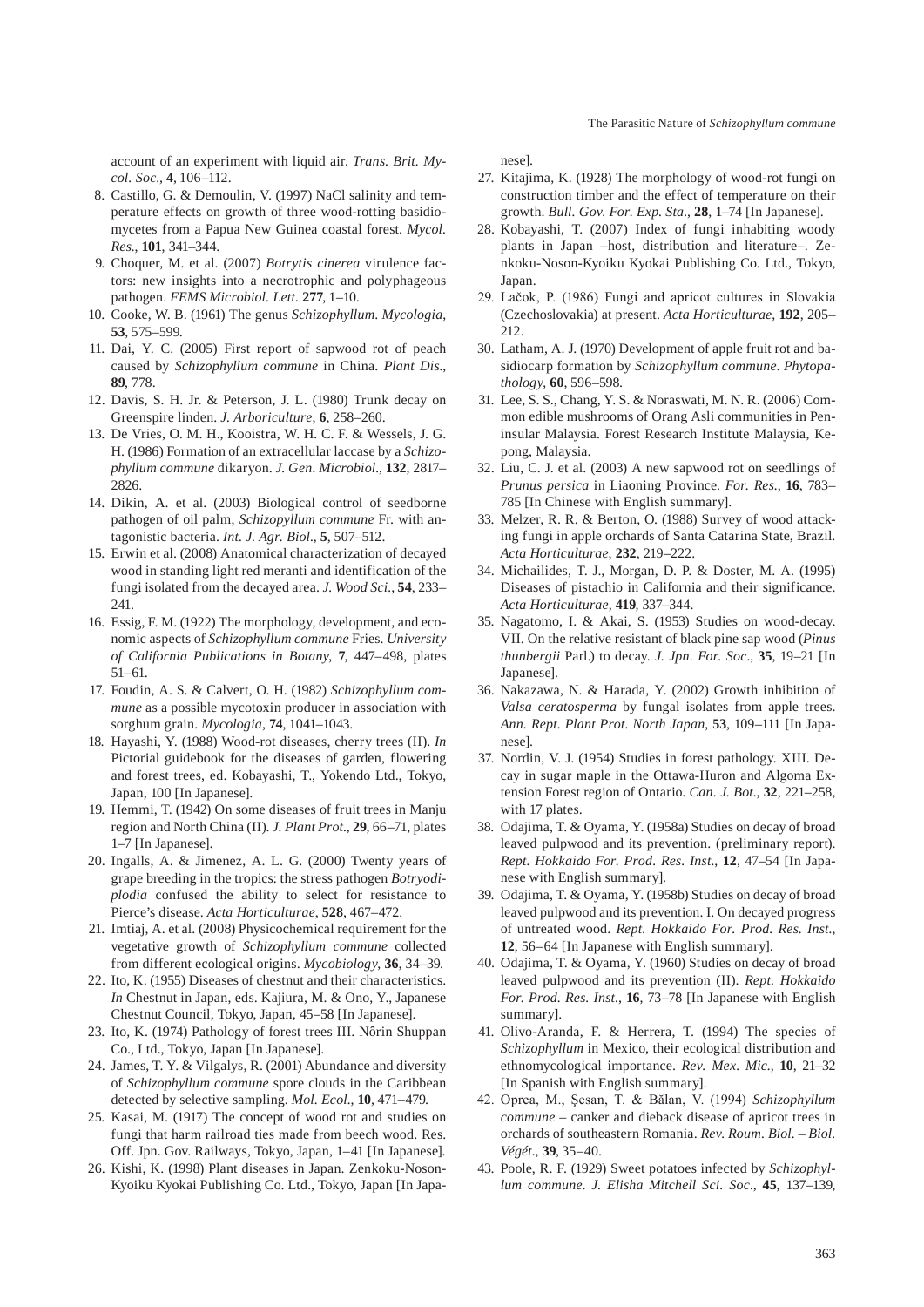account of an experiment with liquid air. *Trans. Brit. Mycol. Soc.*, **4**, 106–112.

8. Castillo, G. & Demoulin, V. (1997) NaCl salinity and temperature effects on growth of three wood-rotting basidiomycetes from a Papua New Guinea coastal forest. *Mycol. Res.*, **101**, 341–344.
9. Choquer, M. et al. (2007) *Botrytis cinerea* virulence factors: new insights into a necrotrophic and polyphageous pathogen. *FEMS Microbiol. Lett.* **277**, 1–10.
10. Cooke, W. B. (1961) The genus *Schizophyllum*. *Mycologia*, **53**, 575–599.
11. Dai, Y. C. (2005) First report of sapwood rot of peach caused by *Schizophyllum commune* in China. *Plant Dis.*, **89**, 778.
12. Davis, S. H. Jr. & Peterson, J. L. (1980) Trunk decay on Greenspire linden. *J. Arboriculture*, **6**, 258–260.
13. De Vries, O. M. H., Kooistra, W. H. C. F. & Wessels, J. G. H. (1986) Formation of an extracellular laccase by a *Schizophyllum commune* dikaryon. *J. Gen. Microbiol.*, **132**, 2817–2826.
14. Dikin, A. et al. (2003) Biological control of seedborne pathogen of oil palm, *Schizopyllum commune* Fr. with antagonistic bacteria. *Int. J. Agr. Biol.*, **5**, 507–512.
15. Erwin et al. (2008) Anatomical characterization of decayed wood in standing light red meranti and identification of the fungi isolated from the decayed area. *J. Wood Sci.*, **54**, 233–241.
16. Essig, F. M. (1922) The morphology, development, and economic aspects of *Schizophyllum commune* Fries. *University of California Publications in Botany*, **7**, 447–498, plates 51–61.
17. Foudin, A. S. & Calvert, O. H. (1982) *Schizophyllum commune* as a possible mycotoxin producer in association with sorghum grain. *Mycologia*, **74**, 1041–1043.
18. Hayashi, Y. (1988) Wood-rot diseases, cherry trees (II). *In* Pictorial guidebook for the diseases of garden, flowering and forest trees, ed. Kobayashi, T., Yokendo Ltd., Tokyo, Japan, 100 [In Japanese].
19. Hemmi, T. (1942) On some diseases of fruit trees in Manju region and North China (II). *J. Plant Prot.*, **29**, 66–71, plates 1–7 [In Japanese].
20. Ingalls, A. & Jimenez, A. L. G. (2000) Twenty years of grape breeding in the tropics: the stress pathogen *Botryodiplodia* confused the ability to select for resistance to Pierce's disease. *Acta Horticulturae*, **528**, 467–472.
21. Imtiaj, A. et al. (2008) Physicochemical requirement for the vegetative growth of *Schizophyllum commune* collected from different ecological origins. *Mycobiology*, **36**, 34–39.
22. Ito, K. (1955) Diseases of chestnut and their characteristics. *In* Chestnut in Japan, eds. Kajiura, M. & Ono, Y., Japanese Chestnut Council, Tokyo, Japan, 45–58 [In Japanese].
23. Ito, K. (1974) Pathology of forest trees III. Nôrin Shuppan Co., Ltd., Tokyo, Japan [In Japanese].
24. James, T. Y. & Vilgalys, R. (2001) Abundance and diversity of *Schizophyllum commune* spore clouds in the Caribbean detected by selective sampling. *Mol. Ecol.*, **10**, 471–479.
25. Kasai, M. (1917) The concept of wood rot and studies on fungi that harm railroad ties made from beech wood. Res. Off. Jpn. Gov. Railways, Tokyo, Japan, 1–41 [In Japanese].
26. Kishi, K. (1998) Plant diseases in Japan. Zenkoku-Noson-Kyoiku Kyokai Publishing Co. Ltd., Tokyo, Japan [In Japanese].
27. Kitajima, K. (1928) The morphology of wood-rot fungi on construction timber and the effect of temperature on their growth. *Bull. Gov. For. Exp. Sta.*, **28**, 1–74 [In Japanese].
28. Kobayashi, T. (2007) Index of fungi inhabiting woody plants in Japan –host, distribution and literature–. Zenkoku-Noson-Kyoiku Kyokai Publishing Co. Ltd., Tokyo, Japan.
29. Lačok, P. (1986) Fungi and apricot cultures in Slovakia (Czechoslovakia) at present. *Acta Horticulturae*, **192**, 205–212.
30. Latham, A. J. (1970) Development of apple fruit rot and basidiocarp formation by *Schizophyllum commune*. *Phytopathology*, **60**, 596–598.
31. Lee, S. S., Chang, Y. S. & Noraswati, M. N. R. (2006) Common edible mushrooms of Orang Asli communities in Peninsular Malaysia. Forest Research Institute Malaysia, Kepong, Malaysia.
32. Liu, C. J. et al. (2003) A new sapwood rot on seedlings of *Prunus persica* in Liaoning Province. *For. Res.*, **16**, 783–785 [In Chinese with English summary].
33. Melzer, R. R. & Berton, O. (1988) Survey of wood attacking fungi in apple orchards of Santa Catarina State, Brazil. *Acta Horticulturae*, **232**, 219–222.
34. Michailides, T. J., Morgan, D. P. & Doster, M. A. (1995) Diseases of pistachio in California and their significance. *Acta Horticulturae*, **419**, 337–344.
35. Nagatomo, I. & Akai, S. (1953) Studies on wood-decay. VII. On the relative resistant of black pine sap wood (*Pinus thunbergii* Parl.) to decay. *J. Jpn. For. Soc.*, **35**, 19–21 [In Japanese].
36. Nakazawa, N. & Harada, Y. (2002) Growth inhibition of *Valsa ceratosperma* by fungal isolates from apple trees. *Ann. Rept. Plant Prot. North Japan*, **53**, 109–111 [In Japanese].
37. Nordin, V. J. (1954) Studies in forest pathology. XIII. Decay in sugar maple in the Ottawa-Huron and Algoma Extension Forest region of Ontario. *Can. J. Bot.*, **32**, 221–258, with 17 plates.
38. Odajima, T. & Oyama, Y. (1958a) Studies on decay of broad leaved pulpwood and its prevention. (preliminary report). *Rept. Hokkaido For. Prod. Res. Inst.*, **12**, 47–54 [In Japanese with English summary].
39. Odajima, T. & Oyama, Y. (1958b) Studies on decay of broad leaved pulpwood and its prevention. I. On decayed progress of untreated wood. *Rept. Hokkaido For. Prod. Res. Inst.*, **12**, 56–64 [In Japanese with English summary].
40. Odajima, T. & Oyama, Y. (1960) Studies on decay of broad leaved pulpwood and its prevention (II). *Rept. Hokkaido For. Prod. Res. Inst.*, **16**, 73–78 [In Japanese with English summary].
41. Olivo-Aranda, F. & Herrera, T. (1994) The species of *Schizophyllum* in Mexico, their ecological distribution and ethnomycological importance. *Rev. Mex. Mic.*, **10**, 21–32 [In Spanish with English summary].
42. Oprea, M., Şesan, T. & Bălan, V. (1994) *Schizophyllum commune* – canker and dieback disease of apricot trees in orchards of southeastern Romania. *Rev. Roum. Biol. – Biol. Végét.*, **39**, 35–40.
43. Poole, R. F. (1929) Sweet potatoes infected by *Schizophyllum commune*. *J. Elisha Mitchell Sci. Soc.*, **45**, 137–139,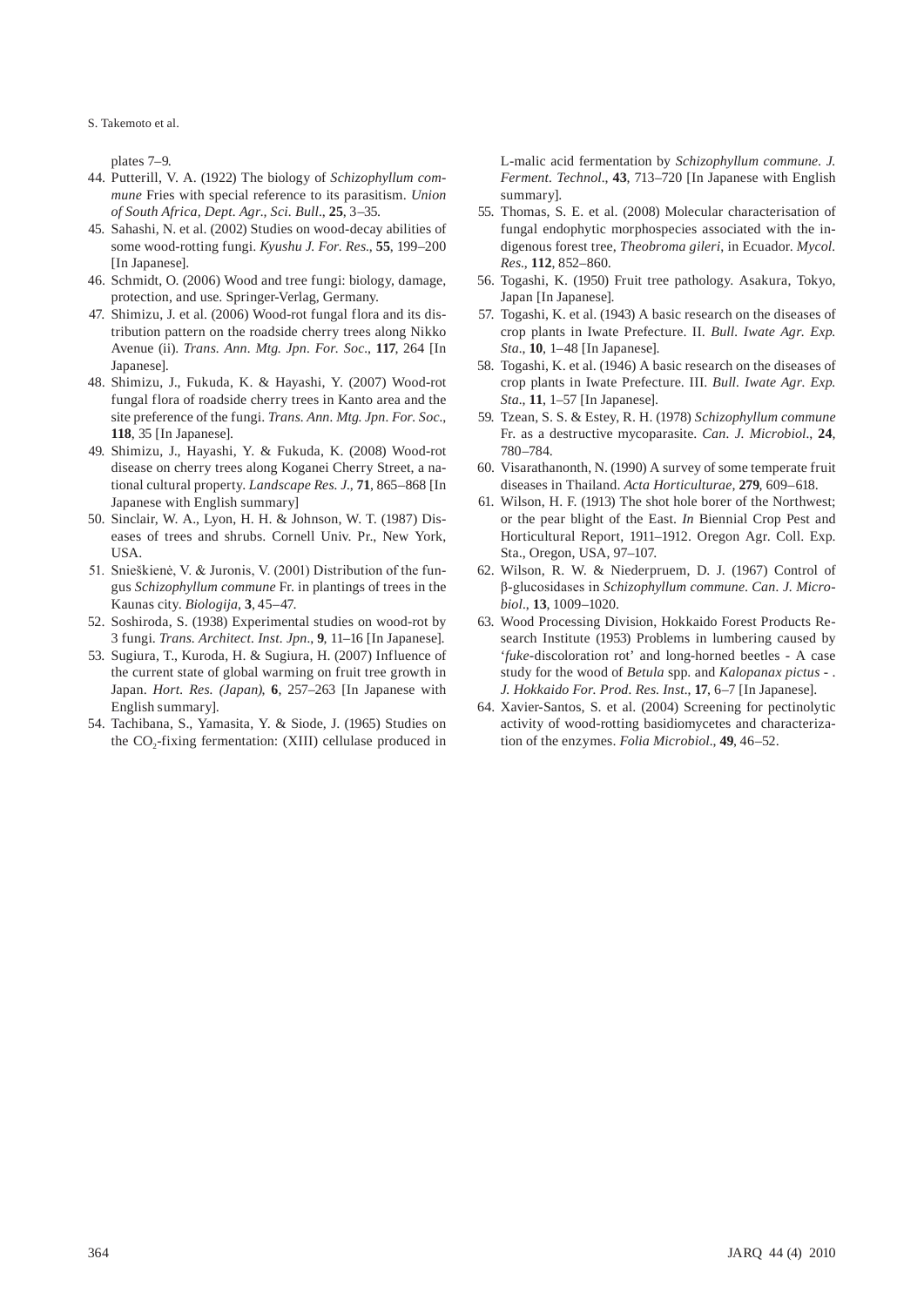plates 7–9.

44. Putterill, V. A. (1922) The biology of *Schizophyllum commune* Fries with special reference to its parasitism. *Union of South Africa, Dept. Agr., Sci. Bull*., **25**, 3–35.
45. Sahashi, N. et al. (2002) Studies on wood-decay abilities of some wood-rotting fungi. *Kyushu J. For. Res*., **55**, 199–200 [In Japanese].
46. Schmidt, O. (2006) Wood and tree fungi: biology, damage, protection, and use. Springer-Verlag, Germany.
47. Shimizu, J. et al. (2006) Wood-rot fungal flora and its distribution pattern on the roadside cherry trees along Nikko Avenue (ii). *Trans. Ann. Mtg. Jpn. For. Soc*., **117**, 264 [In Japanese].
48. Shimizu, J., Fukuda, K. & Hayashi, Y. (2007) Wood-rot fungal flora of roadside cherry trees in Kanto area and the site preference of the fungi. *Trans. Ann. Mtg. Jpn. For. Soc*., **118**, 35 [In Japanese].
49. Shimizu, J., Hayashi, Y. & Fukuda, K. (2008) Wood-rot disease on cherry trees along Koganei Cherry Street, a national cultural property. *Landscape Res. J*., **71**, 865–868 [In Japanese with English summary]
50. Sinclair, W. A., Lyon, H. H. & Johnson, W. T. (1987) Diseases of trees and shrubs. Cornell Univ. Pr., New York, USA.
51. Sniešķienė, V. & Juronis, V. (2001) Distribution of the fungus *Schizophyllum commune* Fr. in plantings of trees in the Kaunas city. *Biologija*, **3**, 45–47.
52. Soshiroda, S. (1938) Experimental studies on wood-rot by 3 fungi. *Trans. Architect. Inst. Jpn*., **9**, 11–16 [In Japanese].
53. Sugiura, T., Kuroda, H. & Sugiura, H. (2007) Influence of the current state of global warming on fruit tree growth in Japan. *Hort. Res. (Japan)*, **6**, 257–263 [In Japanese with English summary].
54. Tachibana, S., Yamasita, Y. & Siode, J. (1965) Studies on the $CO_2$-fixing fermentation: (XIII) cellulase produced in L-malic acid fermentation by *Schizophyllum commune*. *J. Ferment. Technol*., **43**, 713–720 [In Japanese with English summary].
55. Thomas, S. E. et al. (2008) Molecular characterisation of fungal endophytic morphospecies associated with the indigenous forest tree, *Theobroma gileri*, in Ecuador. *Mycol. Res*., **112**, 852–860.
56. Togashi, K. (1950) Fruit tree pathology. Asakura, Tokyo, Japan [In Japanese].
57. Togashi, K. et al. (1943) A basic research on the diseases of crop plants in Iwate Prefecture. II. *Bull. Iwate Agr. Exp. Sta*., **10**, 1–48 [In Japanese].
58. Togashi, K. et al. (1946) A basic research on the diseases of crop plants in Iwate Prefecture. III. *Bull. Iwate Agr. Exp. Sta*., **11**, 1–57 [In Japanese].
59. Tzean, S. S. & Estey, R. H. (1978) *Schizophyllum commune* Fr. as a destructive mycoparasite. *Can. J. Microbiol*., **24**, 780–784.
60. Visarathanonth, N. (1990) A survey of some temperate fruit diseases in Thailand. *Acta Horticulturae*, **279**, 609–618.
61. Wilson, H. F. (1913) The shot hole borer of the Northwest; or the pear blight of the East. *In* Biennial Crop Pest and Horticultural Report, 1911–1912. Oregon Agr. Coll. Exp. Sta., Oregon, USA, 97–107.
62. Wilson, R. W. & Niederpruem, D. J. (1967) Control of β-glucosidases in *Schizophyllum commune*. *Can. J. Microbiol*., **13**, 1009–1020.
63. Wood Processing Division, Hokkaido Forest Products Research Institute (1953) Problems in lumbering caused by '*fuke*-discoloration rot' and long-horned beetles - A case study for the wood of *Betula* spp. and *Kalopanax pictus* - . *J. Hokkaido For. Prod. Res. Inst*., **17**, 6–7 [In Japanese].
64. Xavier-Santos, S. et al. (2004) Screening for pectinolytic activity of wood-rotting basidiomycetes and characterization of the enzymes. *Folia Microbiol*., **49**, 46–52.